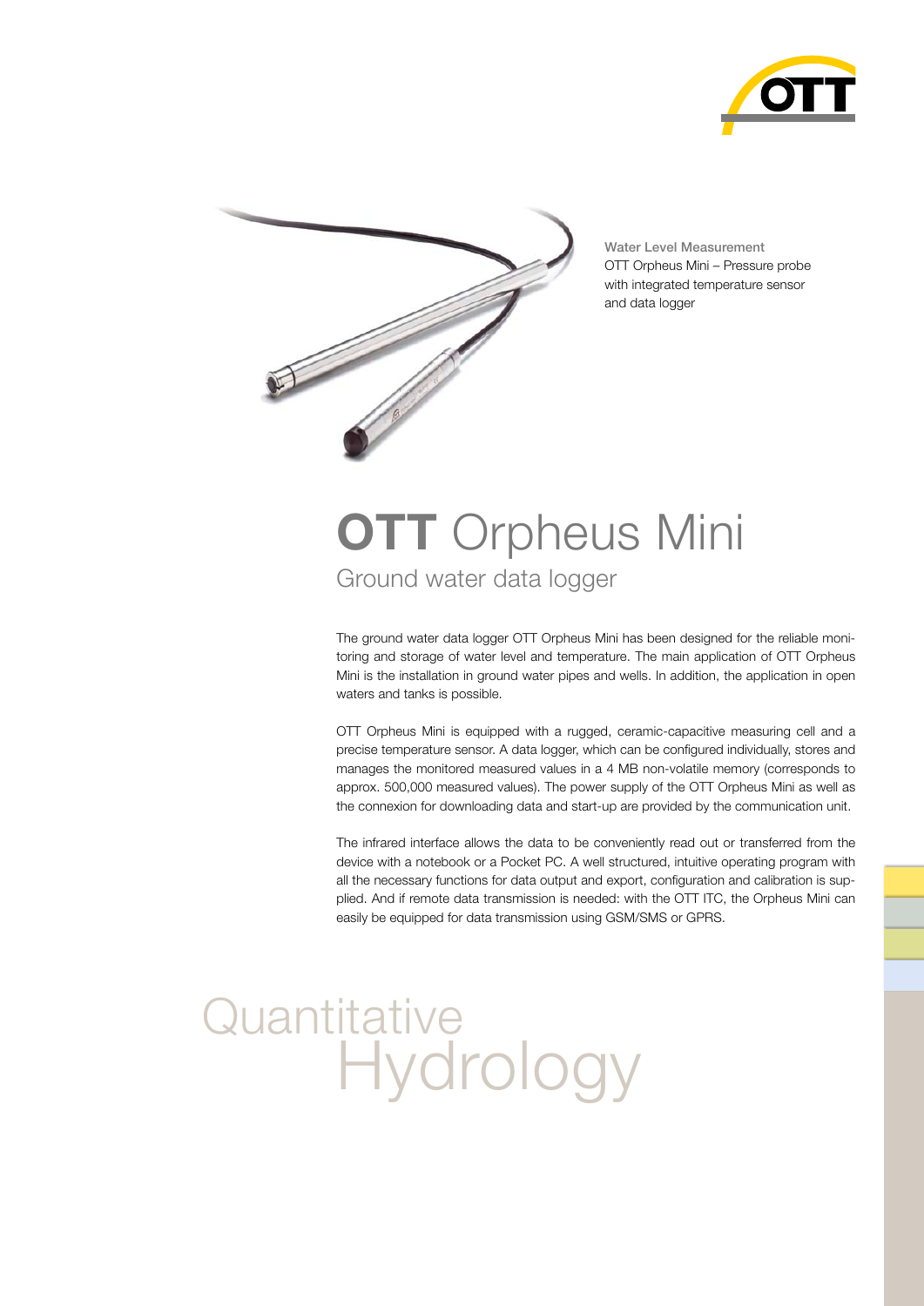Water Level Measurement
OTT Orpheus Mini – Pressure probe with integrated temperature sensor and data logger

# **OTT** Orpheus Mini

## Ground water data logger

The ground water data logger OTT Orpheus Mini has been designed for the reliable monitoring and storage of water level and temperature. The main application of OTT Orpheus Mini is the installation in ground water pipes and wells. In addition, the application in open waters and tanks is possible.

OTT Orpheus Mini is equipped with a rugged, ceramic-capacitive measuring cell and a precise temperature sensor. A data logger, which can be configured individually, stores and manages the monitored measured values in a 4 MB non-volatile memory (corresponds to approx. 500,000 measured values). The power supply of the OTT Orpheus Mini as well as the connexion for downloading data and start-up are provided by the communication unit.

The infrared interface allows the data to be conveniently read out or transferred from the device with a notebook or a Pocket PC. A well structured, intuitive operating program with all the necessary functions for data output and export, configuration and calibration is supplied. And if remote data transmission is needed: with the OTT ITC, the Orpheus Mini can easily be equipped for data transmission using GSM/SMS or GPRS.

Quantitative Hydrology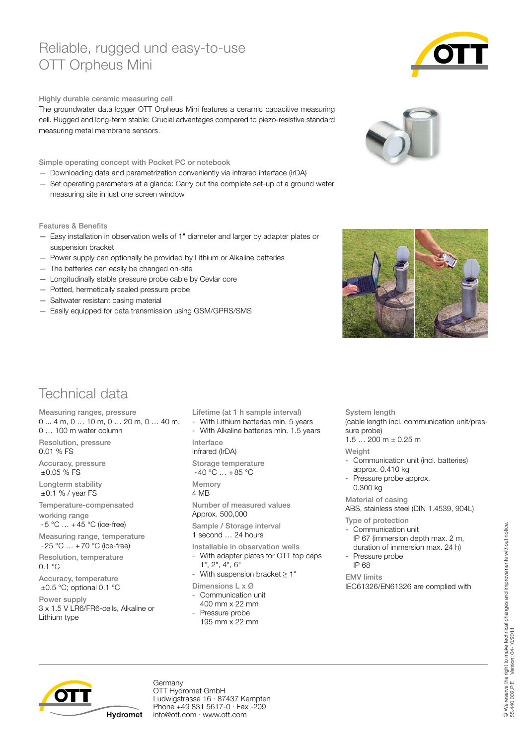# Reliable, rugged und easy-to-use OTT Orpheus Mini

### Highly durable ceramic measuring cell

The groundwater data logger OTT Orpheus Mini features a ceramic capacitive measuring cell. Rugged and long-term stable: Crucial advantages compared to piezo-resistive standard measuring metal membrane sensors.

### Simple operating concept with Pocket PC or notebook

- Downloading data and parametrization conveniently via infrared interface (IrDA)
- Set operating parameters at a glance: Carry out the complete set-up of a ground water measuring site in just one screen window

### Features & Benefits

- Easy installation in observation wells of 1" diameter and larger by adapter plates or suspension bracket
- Power supply can optionally be provided by Lithium or Alkaline batteries
- The batteries can easily be changed on-site
- Longitudinally stable pressure probe cable by Cevlar core
- Potted, hermetically sealed pressure probe
- Saltwater resistant casing material
- Easily equipped for data transmission using GSM/GPRS/SMS

## Technical data

**Measuring ranges, pressure**
0 ... 4 m, 0 … 10 m, 0 … 20 m, 0 … 40 m, 0 … 100 m water column

**Resolution, pressure**
0.01 % FS

**Accuracy, pressure**
±0.05 % FS

**Longterm stability**
±0.1 % / year FS

**Temperature-compensated working range**
-5 °C … +45 °C (ice-free)

**Measuring range, temperature**
-25 °C … +70 °C (ice-free)

**Resolution, temperature**
0.1 °C

**Accuracy, temperature**
±0.5 °C; optional 0.1 °C

**Power supply**
3 x 1.5 V LR6/FR6-cells, Alkaline or Lithium type

**Lifetime (at 1 h sample interval)**
- With Lithium batteries min. 5 years
- With Alkaline batteries min. 1.5 years

**Interface**
Infrared (IrDA)

**Storage temperature**
-40 °C … +85 °C

**Memory**
4 MB

**Number of measured values**
Approx. 500,000

**Sample / Storage interval**
1 second … 24 hours

**Installable in observation wells**
- With adapter plates for OTT top caps 1", 2", 4", 6"
- With suspension bracket ≥ 1"

**Dimensions L x Ø**
- Communication unit
  400 mm x 22 mm
- Pressure probe
  195 mm x 22 mm

**System length**
(cable length incl. communication unit/pressure probe)
1.5 … 200 m ± 0.25 m

**Weight**
- Communication unit (incl. batteries) approx. 0.410 kg
- Pressure probe approx. 0.300 kg

**Material of casing**
ABS, stainless steel (DIN 1.4539, 904L)

**Type of protection**
- Communication unit
  IP 67 (immersion depth max. 2 m, duration of immersion max. 24 h)
- Pressure probe
  IP 68

**EMV limits**
IEC61326/EN61326 are complied with

Germany
OTT Hydromet GmbH
Ludwigstrasse 16 · 87437 Kempten
Phone +49 831 5617-0 · Fax -209
info@ott.com · www.ott.com

© We reserve the right to make technical changes and improvements without notice.
55.440.002.P.E Version: 04-10/2011